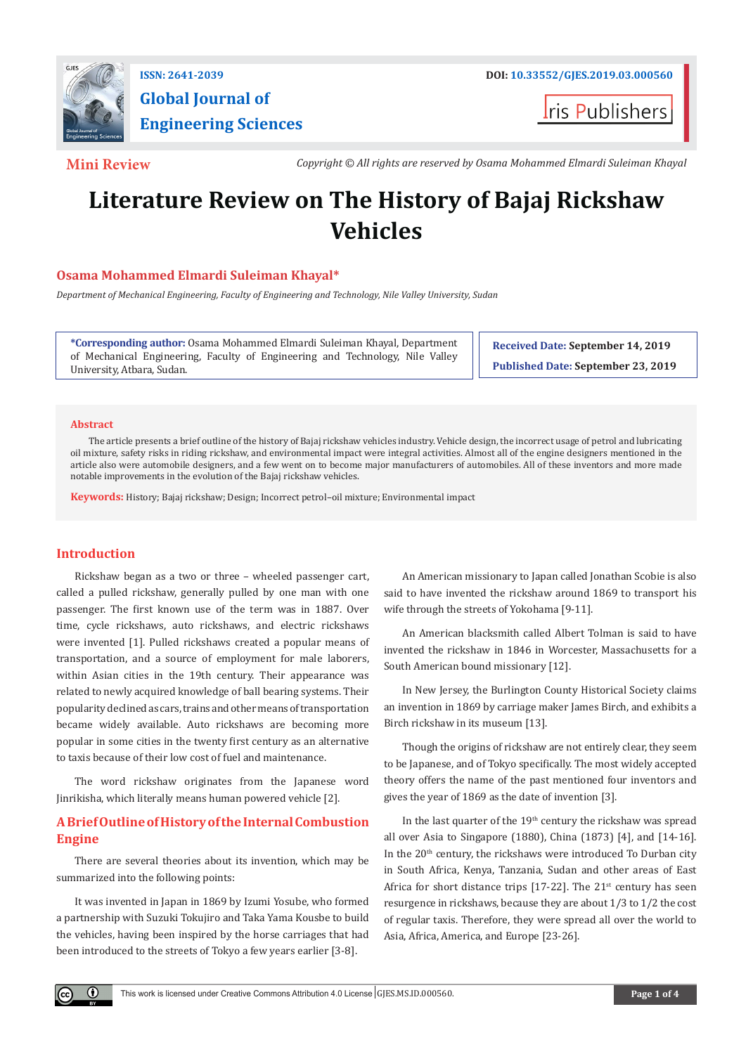Mini Review

Copyright © All rights are reserved by Osama Mohammed Elmardi Suleiman Khayal

# Literature Review on The History of Bajaj Rickshaw Vehicles

**Osama Mohammed Elmardi Suleiman Khayal***

*Department of Mechanical Engineering, Faculty of Engineering and Technology, Nile Valley University, Sudan*

**\*Corresponding author:** Osama Mohammed Elmardi Suleiman Khayal, Department of Mechanical Engineering, Faculty of Engineering and Technology, Nile Valley University, Atbara, Sudan.

**Received Date: September 14, 2019**

**Published Date: September 23, 2019**

## Abstract

The article presents a brief outline of the history of Bajaj rickshaw vehicles industry. Vehicle design, the incorrect usage of petrol and lubricating oil mixture, safety risks in riding rickshaw, and environmental impact were integral activities. Almost all of the engine designers mentioned in the article also were automobile designers, and a few went on to become major manufacturers of automobiles. All of these inventors and more made notable improvements in the evolution of the Bajaj rickshaw vehicles.

**Keywords:** History; Bajaj rickshaw; Design; Incorrect petrol–oil mixture; Environmental impact

## Introduction

Rickshaw began as a two or three – wheeled passenger cart, called a pulled rickshaw, generally pulled by one man with one passenger. The first known use of the term was in 1887. Over time, cycle rickshaws, auto rickshaws, and electric rickshaws were invented [1]. Pulled rickshaws created a popular means of transportation, and a source of employment for male laborers, within Asian cities in the 19th century. Their appearance was related to newly acquired knowledge of ball bearing systems. Their popularity declined as cars, trains and other means of transportation became widely available. Auto rickshaws are becoming more popular in some cities in the twenty first century as an alternative to taxis because of their low cost of fuel and maintenance.

The word rickshaw originates from the Japanese word Jinrikisha, which literally means human powered vehicle [2].

## A Brief Outline of History of the Internal Combustion Engine

There are several theories about its invention, which may be summarized into the following points:

It was invented in Japan in 1869 by Izumi Yosube, who formed a partnership with Suzuki Tokujiro and Taka Yama Kousbe to build the vehicles, having been inspired by the horse carriages that had been introduced to the streets of Tokyo a few years earlier [3-8].

An American missionary to Japan called Jonathan Scobie is also said to have invented the rickshaw around 1869 to transport his wife through the streets of Yokohama [9-11].

An American blacksmith called Albert Tolman is said to have invented the rickshaw in 1846 in Worcester, Massachusetts for a South American bound missionary [12].

In New Jersey, the Burlington County Historical Society claims an invention in 1869 by carriage maker James Birch, and exhibits a Birch rickshaw in its museum [13].

Though the origins of rickshaw are not entirely clear, they seem to be Japanese, and of Tokyo specifically. The most widely accepted theory offers the name of the past mentioned four inventors and gives the year of 1869 as the date of invention [3].

In the last quarter of the $19^{th}$ century the rickshaw was spread all over Asia to Singapore (1880), China (1873) [4], and [14-16]. In the $20^{th}$ century, the rickshaws were introduced To Durban city in South Africa, Kenya, Tanzania, Sudan and other areas of East Africa for short distance trips [17-22]. The $21^{st}$ century has seen resurgence in rickshaws, because they are about 1/3 to 1/2 the cost of regular taxis. Therefore, they were spread all over the world to Asia, Africa, America, and Europe [23-26].

This work is licensed under Creative Commons Attribution 4.0 License | GJES.MS.ID.000560.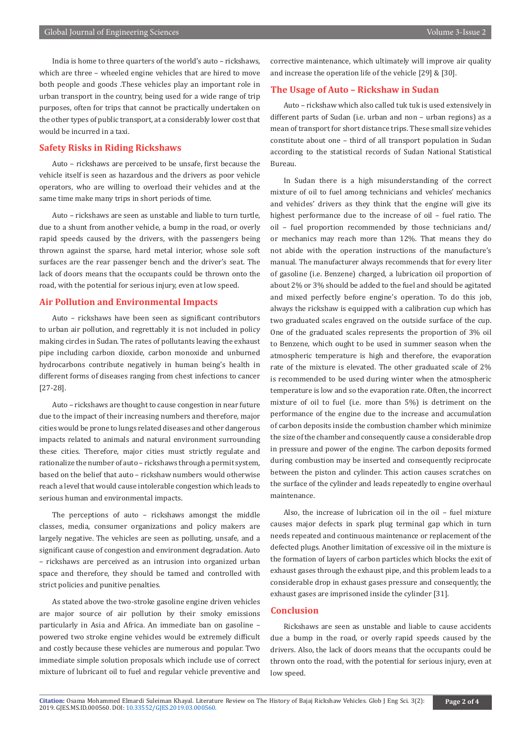India is home to three quarters of the world's auto – rickshaws, which are three – wheeled engine vehicles that are hired to move both people and goods .These vehicles play an important role in urban transport in the country, being used for a wide range of trip purposes, often for trips that cannot be practically undertaken on the other types of public transport, at a considerably lower cost that would be incurred in a taxi.

## Safety Risks in Riding Rickshaws

Auto – rickshaws are perceived to be unsafe, first because the vehicle itself is seen as hazardous and the drivers as poor vehicle operators, who are willing to overload their vehicles and at the same time make many trips in short periods of time.

Auto – rickshaws are seen as unstable and liable to turn turtle, due to a shunt from another vehicle, a bump in the road, or overly rapid speeds caused by the drivers, with the passengers being thrown against the sparse, hard metal interior, whose sole soft surfaces are the rear passenger bench and the driver's seat. The lack of doors means that the occupants could be thrown onto the road, with the potential for serious injury, even at low speed.

## Air Pollution and Environmental Impacts

Auto – rickshaws have been seen as significant contributors to urban air pollution, and regrettably it is not included in policy making circles in Sudan. The rates of pollutants leaving the exhaust pipe including carbon dioxide, carbon monoxide and unburned hydrocarbons contribute negatively in human being's health in different forms of diseases ranging from chest infections to cancer [27-28].

Auto – rickshaws are thought to cause congestion in near future due to the impact of their increasing numbers and therefore, major cities would be prone to lungs related diseases and other dangerous impacts related to animals and natural environment surrounding these cities. Therefore, major cities must strictly regulate and rationalize the number of auto – rickshaws through a permit system, based on the belief that auto – rickshaw numbers would otherwise reach a level that would cause intolerable congestion which leads to serious human and environmental impacts.

The perceptions of auto – rickshaws amongst the middle classes, media, consumer organizations and policy makers are largely negative. The vehicles are seen as polluting, unsafe, and a significant cause of congestion and environment degradation. Auto – rickshaws are perceived as an intrusion into organized urban space and therefore, they should be tamed and controlled with strict policies and punitive penalties.

As stated above the two-stroke gasoline engine driven vehicles are major source of air pollution by their smoky emissions particularly in Asia and Africa. An immediate ban on gasoline – powered two stroke engine vehicles would be extremely difficult and costly because these vehicles are numerous and popular. Two immediate simple solution proposals which include use of correct mixture of lubricant oil to fuel and regular vehicle preventive and corrective maintenance, which ultimately will improve air quality and increase the operation life of the vehicle [29] & [30].

## The Usage of Auto – Rickshaw in Sudan

Auto – rickshaw which also called tuk tuk is used extensively in different parts of Sudan (i.e. urban and non – urban regions) as a mean of transport for short distance trips. These small size vehicles constitute about one – third of all transport population in Sudan according to the statistical records of Sudan National Statistical Bureau.

In Sudan there is a high misunderstanding of the correct mixture of oil to fuel among technicians and vehicles' mechanics and vehicles' drivers as they think that the engine will give its highest performance due to the increase of oil – fuel ratio. The oil – fuel proportion recommended by those technicians and/or mechanics may reach more than 12%. That means they do not abide with the operation instructions of the manufacture's manual. The manufacturer always recommends that for every liter of gasoline (i.e. Benzene) charged, a lubrication oil proportion of about 2% or 3% should be added to the fuel and should be agitated and mixed perfectly before engine's operation. To do this job, always the rickshaw is equipped with a calibration cup which has two graduated scales engraved on the outside surface of the cup. One of the graduated scales represents the proportion of 3% oil to Benzene, which ought to be used in summer season when the atmospheric temperature is high and therefore, the evaporation rate of the mixture is elevated. The other graduated scale of 2% is recommended to be used during winter when the atmospheric temperature is low and so the evaporation rate. Often, the incorrect mixture of oil to fuel (i.e. more than 5%) is detriment on the performance of the engine due to the increase and accumulation of carbon deposits inside the combustion chamber which minimize the size of the chamber and consequently cause a considerable drop in pressure and power of the engine. The carbon deposits formed during combustion may be inserted and consequently reciprocate between the piston and cylinder. This action causes scratches on the surface of the cylinder and leads repeatedly to engine overhaul maintenance.

Also, the increase of lubrication oil in the oil – fuel mixture causes major defects in spark plug terminal gap which in turn needs repeated and continuous maintenance or replacement of the defected plugs. Another limitation of excessive oil in the mixture is the formation of layers of carbon particles which blocks the exit of exhaust gases through the exhaust pipe, and this problem leads to a considerable drop in exhaust gases pressure and consequently, the exhaust gases are imprisoned inside the cylinder [31].

## Conclusion

Rickshaws are seen as unstable and liable to cause accidents due a bump in the road, or overly rapid speeds caused by the drivers. Also, the lack of doors means that the occupants could be thrown onto the road, with the potential for serious injury, even at low speed.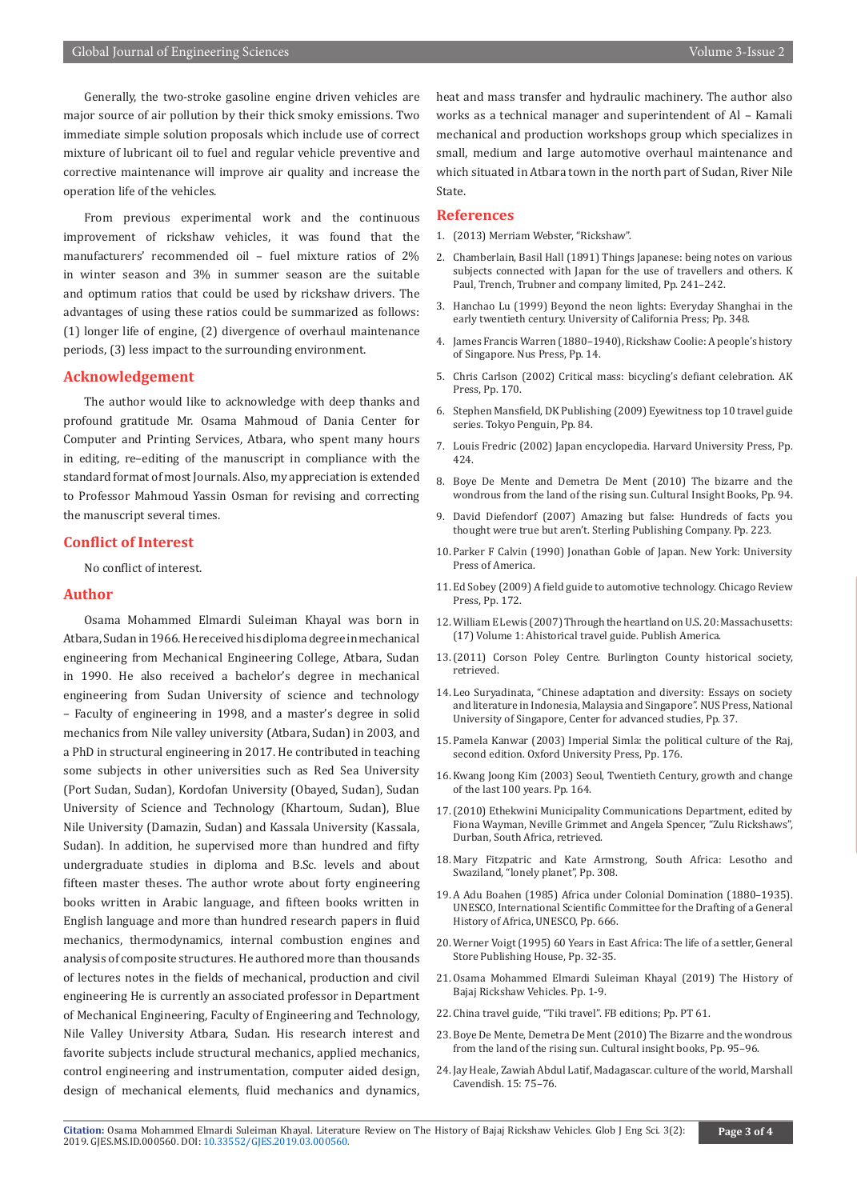Generally, the two-stroke gasoline engine driven vehicles are major source of air pollution by their thick smoky emissions. Two immediate simple solution proposals which include use of correct mixture of lubricant oil to fuel and regular vehicle preventive and corrective maintenance will improve air quality and increase the operation life of the vehicles.

From previous experimental work and the continuous improvement of rickshaw vehicles, it was found that the manufacturers' recommended oil – fuel mixture ratios of 2% in winter season and 3% in summer season are the suitable and optimum ratios that could be used by rickshaw drivers. The advantages of using these ratios could be summarized as follows: (1) longer life of engine, (2) divergence of overhaul maintenance periods, (3) less impact to the surrounding environment.

## Acknowledgement

The author would like to acknowledge with deep thanks and profound gratitude Mr. Osama Mahmoud of Dania Center for Computer and Printing Services, Atbara, who spent many hours in editing, re–editing of the manuscript in compliance with the standard format of most Journals. Also, my appreciation is extended to Professor Mahmoud Yassin Osman for revising and correcting the manuscript several times.

## Conflict of Interest

No conflict of interest.

## Author

Osama Mohammed Elmardi Suleiman Khayal was born in Atbara, Sudan in 1966. He received his diploma degree in mechanical engineering from Mechanical Engineering College, Atbara, Sudan in 1990. He also received a bachelor's degree in mechanical engineering from Sudan University of science and technology – Faculty of engineering in 1998, and a master's degree in solid mechanics from Nile valley university (Atbara, Sudan) in 2003, and a PhD in structural engineering in 2017. He contributed in teaching some subjects in other universities such as Red Sea University (Port Sudan, Sudan), Kordofan University (Obayed, Sudan), Sudan University of Science and Technology (Khartoum, Sudan), Blue Nile University (Damazin, Sudan) and Kassala University (Kassala, Sudan). In addition, he supervised more than hundred and fifty undergraduate studies in diploma and B.Sc. levels and about fifteen master theses. The author wrote about forty engineering books written in Arabic language, and fifteen books written in English language and more than hundred research papers in fluid mechanics, thermodynamics, internal combustion engines and analysis of composite structures. He authored more than thousands of lectures notes in the fields of mechanical, production and civil engineering He is currently an associated professor in Department of Mechanical Engineering, Faculty of Engineering and Technology, Nile Valley University Atbara, Sudan. His research interest and favorite subjects include structural mechanics, applied mechanics, control engineering and instrumentation, computer aided design, design of mechanical elements, fluid mechanics and dynamics, heat and mass transfer and hydraulic machinery. The author also works as a technical manager and superintendent of Al – Kamali mechanical and production workshops group which specializes in small, medium and large automotive overhaul maintenance and which situated in Atbara town in the north part of Sudan, River Nile State.

## References

1. (2013) Merriam Webster, "Rickshaw".
2. Chamberlain, Basil Hall (1891) Things Japanese: being notes on various subjects connected with Japan for the use of travellers and others. K Paul, Trench, Trubner and company limited, Pp. 241–242.
3. Hanchao Lu (1999) Beyond the neon lights: Everyday Shanghai in the early twentieth century. University of California Press; Pp. 348.
4. James Francis Warren (1880–1940), Rickshaw Coolie: A people's history of Singapore. Nus Press, Pp. 14.
5. Chris Carlson (2002) Critical mass: bicycling's defiant celebration. AK Press, Pp. 170.
6. Stephen Mansfield, DK Publishing (2009) Eyewitness top 10 travel guide series. Tokyo Penguin, Pp. 84.
7. Louis Fredric (2002) Japan encyclopedia. Harvard University Press, Pp. 424.
8. Boye De Mente and Demetra De Ment (2010) The bizarre and the wondrous from the land of the rising sun. Cultural Insight Books, Pp. 94.
9. David Diefendorf (2007) Amazing but false: Hundreds of facts you thought were true but aren't. Sterling Publishing Company. Pp. 223.
10. Parker F Calvin (1990) Jonathan Goble of Japan. New York: University Press of America.
11. Ed Sobey (2009) A field guide to automotive technology. Chicago Review Press, Pp. 172.
12. William E Lewis (2007) Through the heartland on U.S. 20: Massachusetts: (17) Volume 1: Ahistorical travel guide. Publish America.
13. (2011) Corson Poley Centre. Burlington County historical society, retrieved.
14. Leo Suryadinata, "Chinese adaptation and diversity: Essays on society and literature in Indonesia, Malaysia and Singapore". NUS Press, National University of Singapore, Center for advanced studies, Pp. 37.
15. Pamela Kanwar (2003) Imperial Simla: the political culture of the Raj, second edition. Oxford University Press, Pp. 176.
16. Kwang Joong Kim (2003) Seoul, Twentieth Century, growth and change of the last 100 years. Pp. 164.
17. (2010) Ethekwini Municipality Communications Department, edited by Fiona Wayman, Neville Grimmet and Angela Spencer, "Zulu Rickshaws", Durban, South Africa, retrieved.
18. Mary Fitzpatric and Kate Armstrong, South Africa: Lesotho and Swaziland, "lonely planet", Pp. 308.
19. A Adu Boahen (1985) Africa under Colonial Domination (1880–1935). UNESCO, International Scientific Committee for the Drafting of a General History of Africa, UNESCO, Pp. 666.
20. Werner Voigt (1995) 60 Years in East Africa: The life of a settler, General Store Publishing House, Pp. 32-35.
21. Osama Mohammed Elmardi Suleiman Khayal (2019) The History of Bajaj Rickshaw Vehicles. Pp. 1-9.
22. China travel guide, "Tiki travel". FB editions; Pp. PT 61.
23. Boye De Mente, Demetra De Ment (2010) The Bizarre and the wondrous from the land of the rising sun. Cultural insight books, Pp. 95–96.
24. Jay Heale, Zawiah Abdul Latif, Madagascar. culture of the world, Marshall Cavendish. 15: 75–76.

**Citation:** Osama Mohammed Elmardi Suleiman Khayal. Literature Review on The History of Bajaj Rickshaw Vehicles. Glob J Eng Sci. 3(2): 2019. GJES.MS.ID.000560. DOI: 10.33552/GJES.2019.03.000560.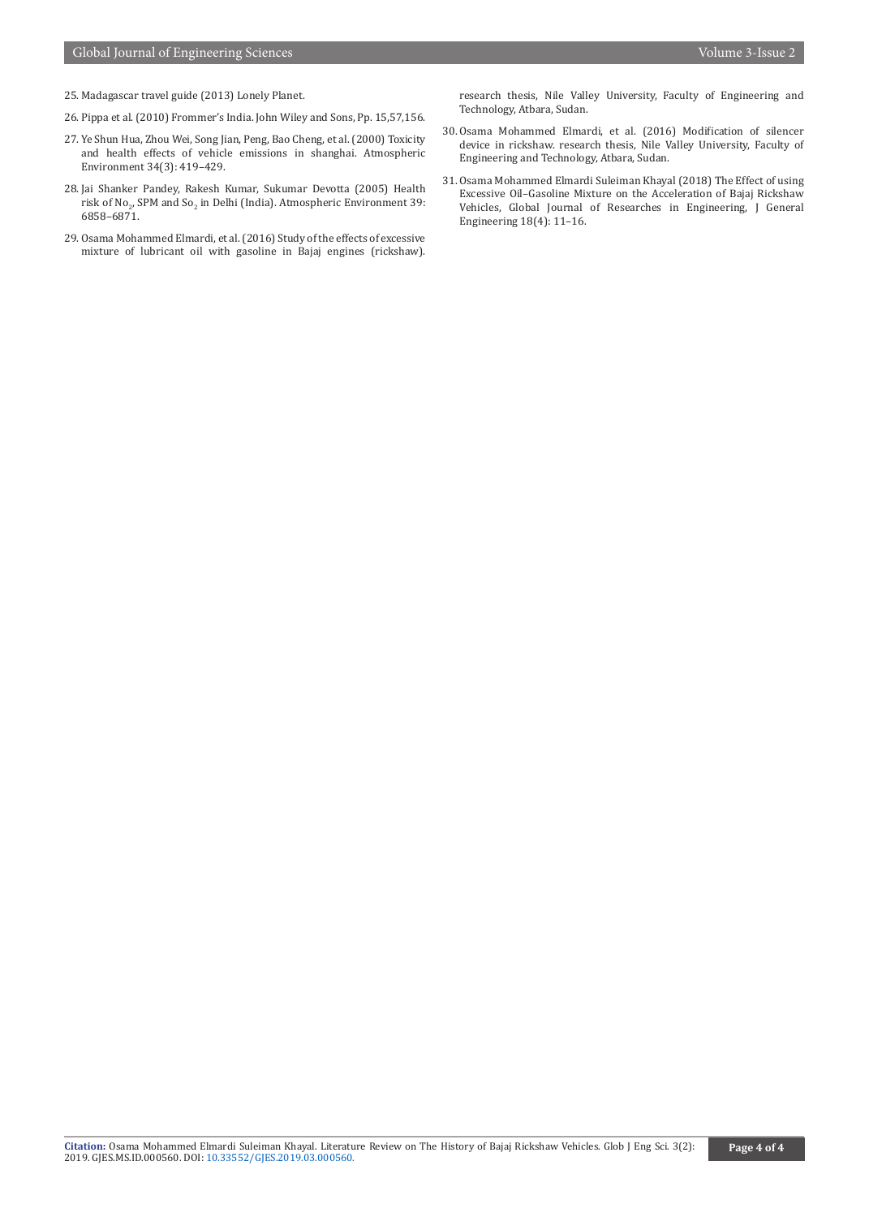25. Madagascar travel guide (2013) Lonely Planet.
26. Pippa et al. (2010) Frommer's India. John Wiley and Sons, Pp. 15,57,156.
27. Ye Shun Hua, Zhou Wei, Song Jian, Peng, Bao Cheng, et al. (2000) Toxicity and health effects of vehicle emissions in shanghai. Atmospheric Environment 34(3): 419–429.
28. Jai Shanker Pandey, Rakesh Kumar, Sukumar Devotta (2005) Health risk of $No_2$, SPM and $So_2$ in Delhi (India). Atmospheric Environment 39: 6858–6871.
29. Osama Mohammed Elmardi, et al. (2016) Study of the effects of excessive mixture of lubricant oil with gasoline in Bajaj engines (rickshaw). research thesis, Nile Valley University, Faculty of Engineering and Technology, Atbara, Sudan.
30. Osama Mohammed Elmardi, et al. (2016) Modification of silencer device in rickshaw. research thesis, Nile Valley University, Faculty of Engineering and Technology, Atbara, Sudan.
31. Osama Mohammed Elmardi Suleiman Khayal (2018) The Effect of using Excessive Oil–Gasoline Mixture on the Acceleration of Bajaj Rickshaw Vehicles, Global Journal of Researches in Engineering, J General Engineering 18(4): 11–16.